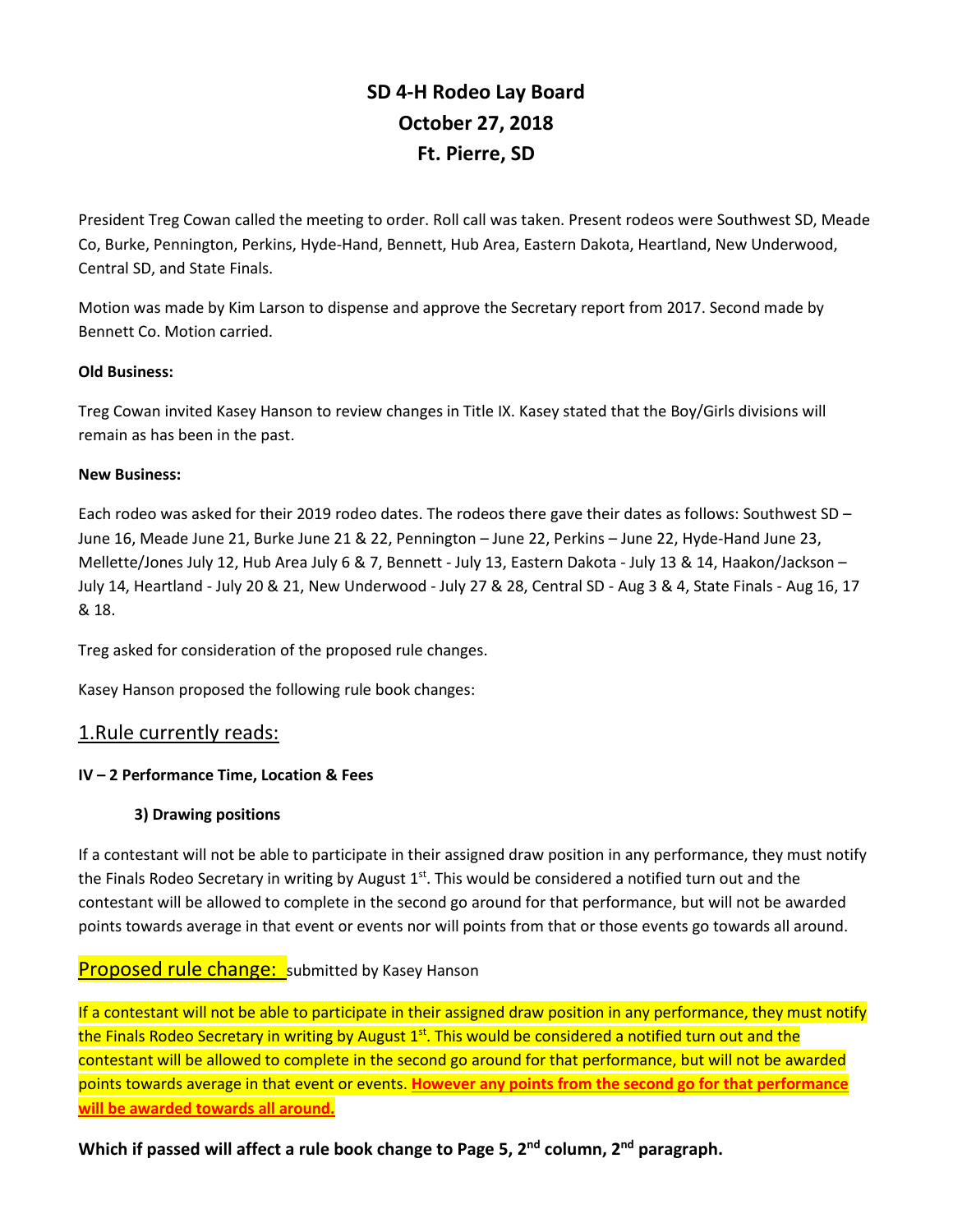# SD 4-H Rodeo Lay Board
# October 27, 2018
# Ft. Pierre, SD

President Treg Cowan called the meeting to order. Roll call was taken. Present rodeos were Southwest SD, Meade Co, Burke, Pennington, Perkins, Hyde-Hand, Bennett, Hub Area, Eastern Dakota, Heartland, New Underwood, Central SD, and State Finals.

Motion was made by Kim Larson to dispense and approve the Secretary report from 2017. Second made by Bennett Co. Motion carried.

**Old Business:**

Treg Cowan invited Kasey Hanson to review changes in Title IX. Kasey stated that the Boy/Girls divisions will remain as has been in the past.

**New Business:**

Each rodeo was asked for their 2019 rodeo dates. The rodeos there gave their dates as follows: Southwest SD – June 16, Meade June 21, Burke June 21 & 22, Pennington – June 22, Perkins – June 22, Hyde-Hand June 23, Mellette/Jones July 12, Hub Area July 6 & 7, Bennett - July 13, Eastern Dakota - July 13 & 14, Haakon/Jackson – July 14, Heartland - July 20 & 21, New Underwood - July 27 & 28, Central SD - Aug 3 & 4, State Finals - Aug 16, 17 & 18.

Treg asked for consideration of the proposed rule changes.

Kasey Hanson proposed the following rule book changes:

## 1.Rule currently reads:

**IV – 2 Performance Time, Location & Fees**

**3) Drawing positions**

If a contestant will not be able to participate in their assigned draw position in any performance, they must notify the Finals Rodeo Secretary in writing by August 1st. This would be considered a notified turn out and the contestant will be allowed to complete in the second go around for that performance, but will not be awarded points towards average in that event or events nor will points from that or those events go towards all around.

## Proposed rule change: submitted by Kasey Hanson

If a contestant will not be able to participate in their assigned draw position in any performance, they must notify the Finals Rodeo Secretary in writing by August 1st. This would be considered a notified turn out and the contestant will be allowed to complete in the second go around for that performance, but will not be awarded points towards average in that event or events. **However any points from the second go for that performance will be awarded towards all around.**

**Which if passed will affect a rule book change to Page 5, 2nd column, 2nd paragraph.**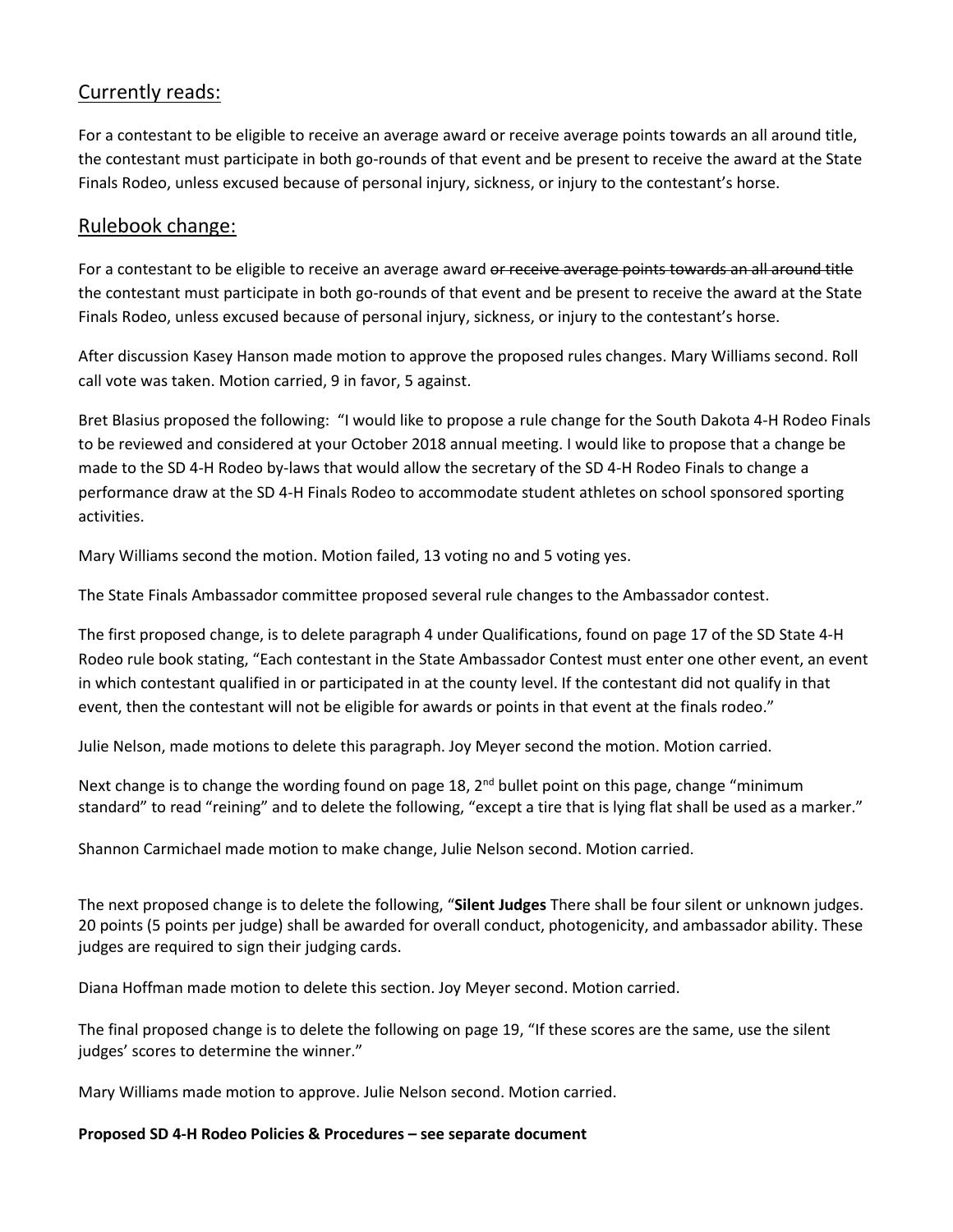## Currently reads:

For a contestant to be eligible to receive an average award or receive average points towards an all around title, the contestant must participate in both go-rounds of that event and be present to receive the award at the State Finals Rodeo, unless excused because of personal injury, sickness, or injury to the contestant's horse.

## Rulebook change:

For a contestant to be eligible to receive an average award ~~or receive average points towards an all around title~~ the contestant must participate in both go-rounds of that event and be present to receive the award at the State Finals Rodeo, unless excused because of personal injury, sickness, or injury to the contestant's horse.

After discussion Kasey Hanson made motion to approve the proposed rules changes. Mary Williams second. Roll call vote was taken. Motion carried, 9 in favor, 5 against.

Bret Blasius proposed the following: "I would like to propose a rule change for the South Dakota 4-H Rodeo Finals to be reviewed and considered at your October 2018 annual meeting. I would like to propose that a change be made to the SD 4-H Rodeo by-laws that would allow the secretary of the SD 4-H Rodeo Finals to change a performance draw at the SD 4-H Finals Rodeo to accommodate student athletes on school sponsored sporting activities.

Mary Williams second the motion. Motion failed, 13 voting no and 5 voting yes.

The State Finals Ambassador committee proposed several rule changes to the Ambassador contest.

The first proposed change, is to delete paragraph 4 under Qualifications, found on page 17 of the SD State 4-H Rodeo rule book stating, "Each contestant in the State Ambassador Contest must enter one other event, an event in which contestant qualified in or participated in at the county level. If the contestant did not qualify in that event, then the contestant will not be eligible for awards or points in that event at the finals rodeo."

Julie Nelson, made motions to delete this paragraph. Joy Meyer second the motion. Motion carried.

Next change is to change the wording found on page 18, 2nd bullet point on this page, change "minimum standard" to read "reining" and to delete the following, "except a tire that is lying flat shall be used as a marker."

Shannon Carmichael made motion to make change, Julie Nelson second. Motion carried.

The next proposed change is to delete the following, "**Silent Judges** There shall be four silent or unknown judges. 20 points (5 points per judge) shall be awarded for overall conduct, photogenicity, and ambassador ability. These judges are required to sign their judging cards.

Diana Hoffman made motion to delete this section. Joy Meyer second. Motion carried.

The final proposed change is to delete the following on page 19, "If these scores are the same, use the silent judges' scores to determine the winner."

Mary Williams made motion to approve. Julie Nelson second. Motion carried.

**Proposed SD 4-H Rodeo Policies & Procedures – see separate document**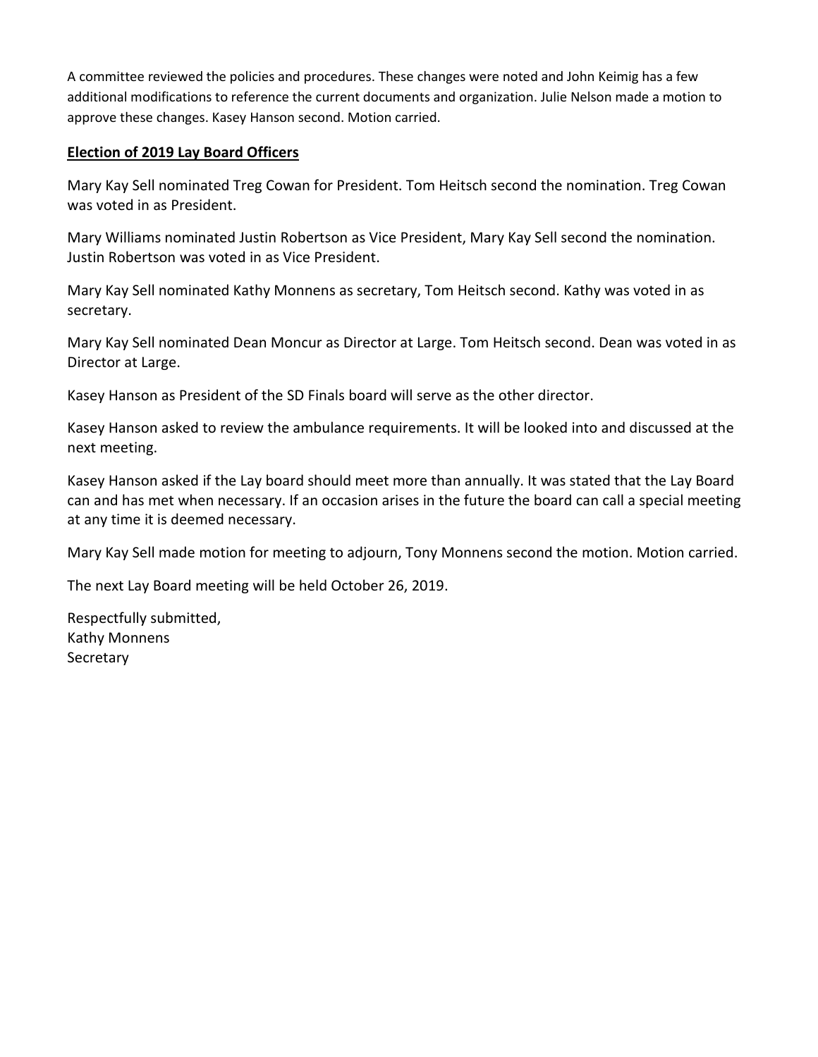A committee reviewed the policies and procedures. These changes were noted and John Keimig has a few additional modifications to reference the current documents and organization. Julie Nelson made a motion to approve these changes. Kasey Hanson second. Motion carried.

## Election of 2019 Lay Board Officers

Mary Kay Sell nominated Treg Cowan for President. Tom Heitsch second the nomination. Treg Cowan was voted in as President.

Mary Williams nominated Justin Robertson as Vice President, Mary Kay Sell second the nomination. Justin Robertson was voted in as Vice President.

Mary Kay Sell nominated Kathy Monnens as secretary, Tom Heitsch second. Kathy was voted in as secretary.

Mary Kay Sell nominated Dean Moncur as Director at Large. Tom Heitsch second. Dean was voted in as Director at Large.

Kasey Hanson as President of the SD Finals board will serve as the other director.

Kasey Hanson asked to review the ambulance requirements. It will be looked into and discussed at the next meeting.

Kasey Hanson asked if the Lay board should meet more than annually. It was stated that the Lay Board can and has met when necessary. If an occasion arises in the future the board can call a special meeting at any time it is deemed necessary.

Mary Kay Sell made motion for meeting to adjourn, Tony Monnens second the motion. Motion carried.

The next Lay Board meeting will be held October 26, 2019.

Respectfully submitted,
Kathy Monnens
Secretary